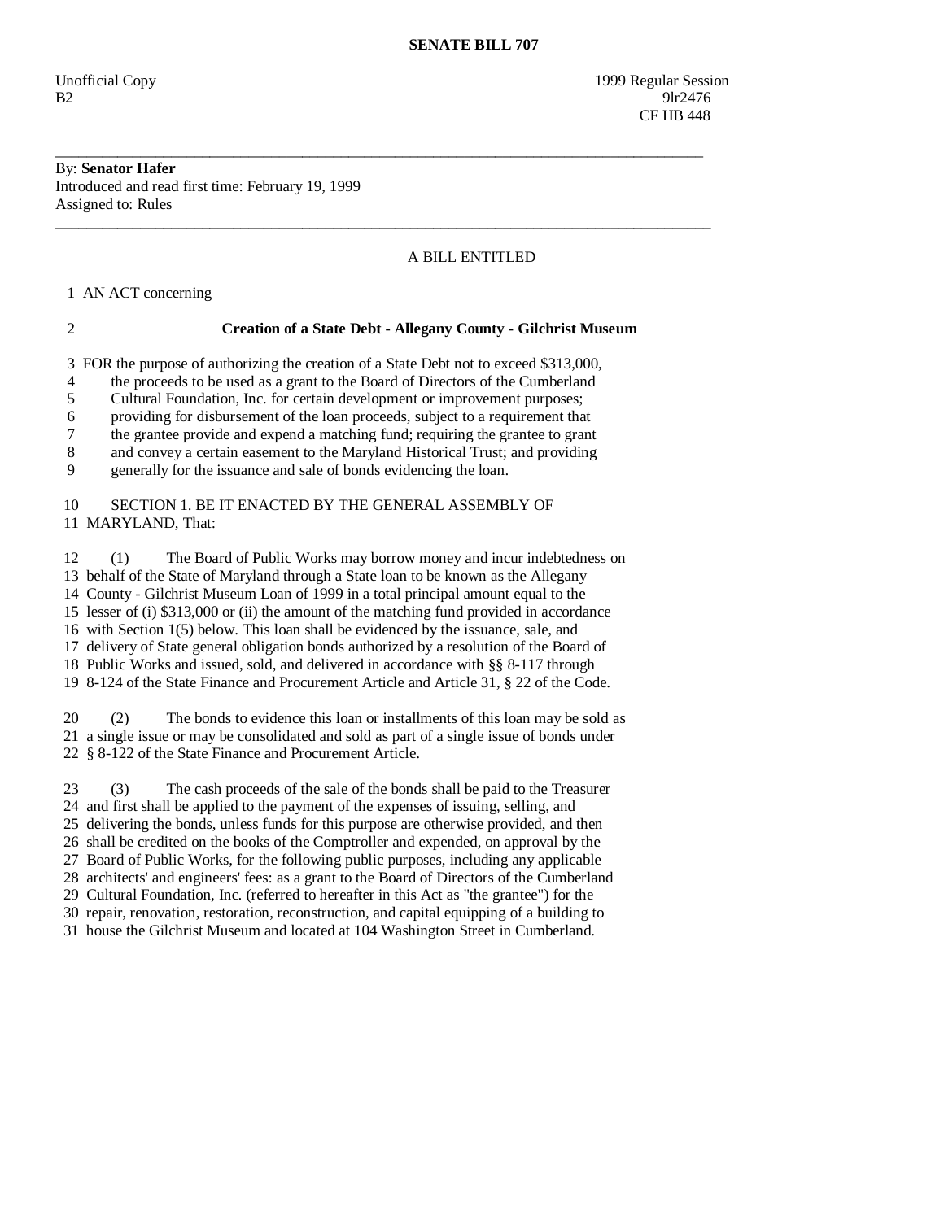**SENATE BILL 707**

Unofficial Copy 1999 Regular Session
B2 9lr2476
CF HB 448

---

By: **Senator Hafer**
Introduced and read first time: February 19, 1999
Assigned to: Rules

---

A BILL ENTITLED

1 AN ACT concerning

2 **Creation of a State Debt - Allegany County - Gilchrist Museum**

3 FOR the purpose of authorizing the creation of a State Debt not to exceed $313,000,
4 the proceeds to be used as a grant to the Board of Directors of the Cumberland
5 Cultural Foundation, Inc. for certain development or improvement purposes;
6 providing for disbursement of the loan proceeds, subject to a requirement that
7 the grantee provide and expend a matching fund; requiring the grantee to grant
8 and convey a certain easement to the Maryland Historical Trust; and providing
9 generally for the issuance and sale of bonds evidencing the loan.

10 SECTION 1. BE IT ENACTED BY THE GENERAL ASSEMBLY OF
11 MARYLAND, That:

12 (1) The Board of Public Works may borrow money and incur indebtedness on
13 behalf of the State of Maryland through a State loan to be known as the Allegany
14 County - Gilchrist Museum Loan of 1999 in a total principal amount equal to the
15 lesser of (i) $313,000 or (ii) the amount of the matching fund provided in accordance
16 with Section 1(5) below. This loan shall be evidenced by the issuance, sale, and
17 delivery of State general obligation bonds authorized by a resolution of the Board of
18 Public Works and issued, sold, and delivered in accordance with §§ 8-117 through
19 8-124 of the State Finance and Procurement Article and Article 31, § 22 of the Code.

20 (2) The bonds to evidence this loan or installments of this loan may be sold as
21 a single issue or may be consolidated and sold as part of a single issue of bonds under
22 § 8-122 of the State Finance and Procurement Article.

23 (3) The cash proceeds of the sale of the bonds shall be paid to the Treasurer
24 and first shall be applied to the payment of the expenses of issuing, selling, and
25 delivering the bonds, unless funds for this purpose are otherwise provided, and then
26 shall be credited on the books of the Comptroller and expended, on approval by the
27 Board of Public Works, for the following public purposes, including any applicable
28 architects' and engineers' fees: as a grant to the Board of Directors of the Cumberland
29 Cultural Foundation, Inc. (referred to hereafter in this Act as "the grantee") for the
30 repair, renovation, restoration, reconstruction, and capital equipping of a building to
31 house the Gilchrist Museum and located at 104 Washington Street in Cumberland.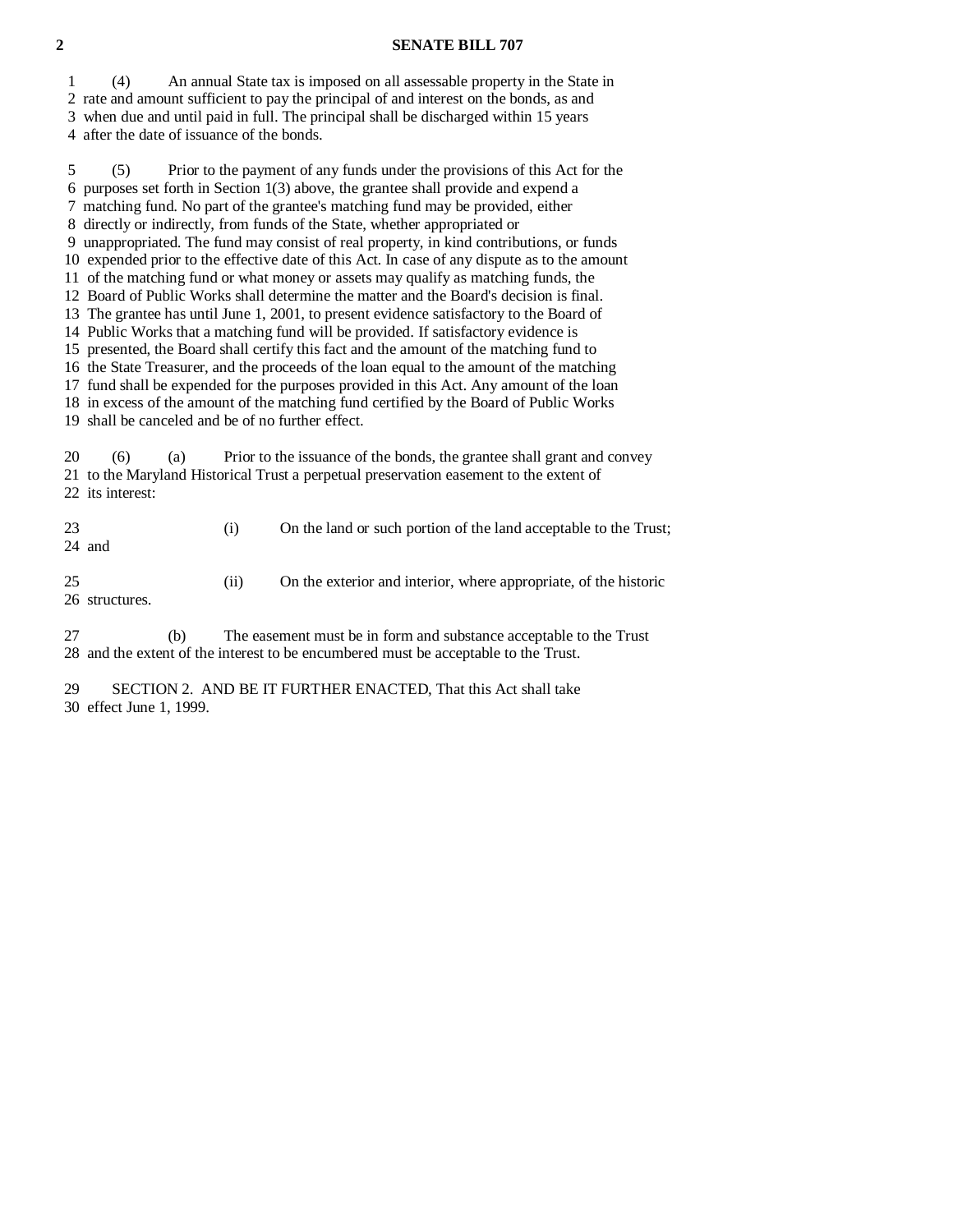(4) An annual State tax is imposed on all assessable property in the State in rate and amount sufficient to pay the principal of and interest on the bonds, as and when due and until paid in full. The principal shall be discharged within 15 years after the date of issuance of the bonds.

(5) Prior to the payment of any funds under the provisions of this Act for the purposes set forth in Section 1(3) above, the grantee shall provide and expend a matching fund. No part of the grantee's matching fund may be provided, either directly or indirectly, from funds of the State, whether appropriated or unappropriated. The fund may consist of real property, in kind contributions, or funds expended prior to the effective date of this Act. In case of any dispute as to the amount of the matching fund or what money or assets may qualify as matching funds, the Board of Public Works shall determine the matter and the Board's decision is final. The grantee has until June 1, 2001, to present evidence satisfactory to the Board of Public Works that a matching fund will be provided. If satisfactory evidence is presented, the Board shall certify this fact and the amount of the matching fund to the State Treasurer, and the proceeds of the loan equal to the amount of the matching fund shall be expended for the purposes provided in this Act. Any amount of the loan in excess of the amount of the matching fund certified by the Board of Public Works shall be canceled and be of no further effect.

(6) (a) Prior to the issuance of the bonds, the grantee shall grant and convey to the Maryland Historical Trust a perpetual preservation easement to the extent of its interest:

(i) On the land or such portion of the land acceptable to the Trust; and

(ii) On the exterior and interior, where appropriate, of the historic structures.

(b) The easement must be in form and substance acceptable to the Trust and the extent of the interest to be encumbered must be acceptable to the Trust.

SECTION 2. AND BE IT FURTHER ENACTED, That this Act shall take effect June 1, 1999.